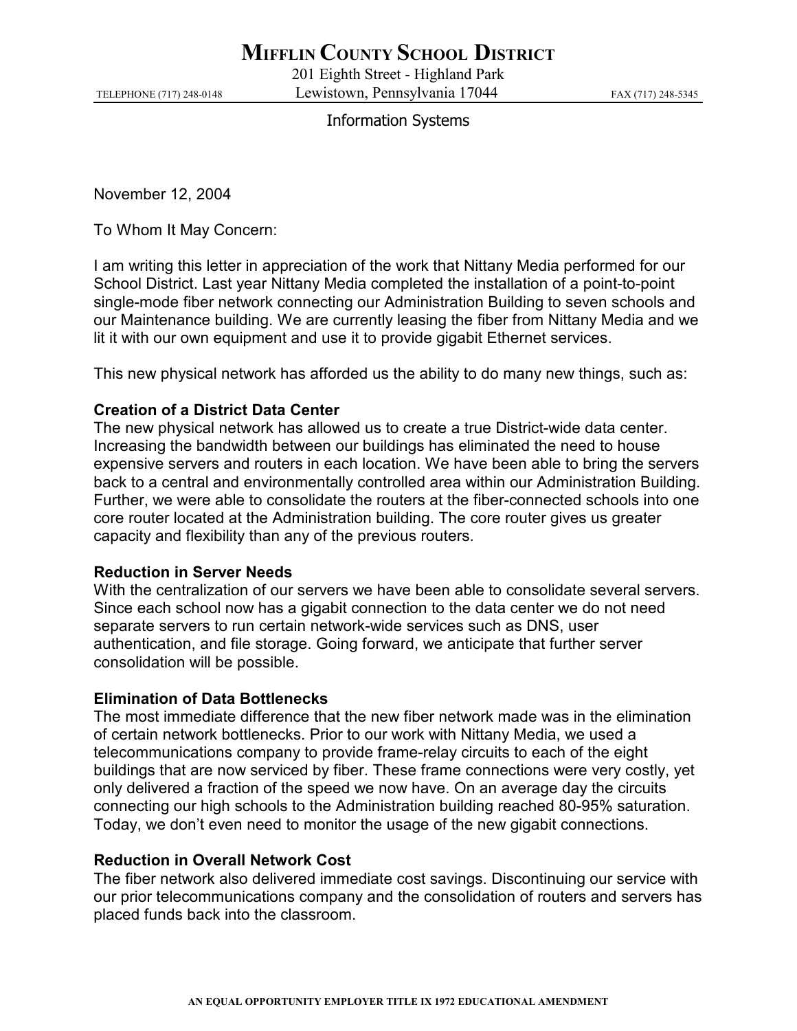# Mifflin County School District

201 Eighth Street - Highland Park
Lewistown, Pennsylvania 17044

TELEPHONE (717) 248-0148 FAX (717) 248-5345

Information Systems

November 12, 2004

To Whom It May Concern:

I am writing this letter in appreciation of the work that Nittany Media performed for our School District. Last year Nittany Media completed the installation of a point-to-point single-mode fiber network connecting our Administration Building to seven schools and our Maintenance building. We are currently leasing the fiber from Nittany Media and we lit it with our own equipment and use it to provide gigabit Ethernet services.

This new physical network has afforded us the ability to do many new things, such as:

**Creation of a District Data Center**
The new physical network has allowed us to create a true District-wide data center. Increasing the bandwidth between our buildings has eliminated the need to house expensive servers and routers in each location. We have been able to bring the servers back to a central and environmentally controlled area within our Administration Building. Further, we were able to consolidate the routers at the fiber-connected schools into one core router located at the Administration building. The core router gives us greater capacity and flexibility than any of the previous routers.

**Reduction in Server Needs**
With the centralization of our servers we have been able to consolidate several servers. Since each school now has a gigabit connection to the data center we do not need separate servers to run certain network-wide services such as DNS, user authentication, and file storage. Going forward, we anticipate that further server consolidation will be possible.

**Elimination of Data Bottlenecks**
The most immediate difference that the new fiber network made was in the elimination of certain network bottlenecks. Prior to our work with Nittany Media, we used a telecommunications company to provide frame-relay circuits to each of the eight buildings that are now serviced by fiber. These frame connections were very costly, yet only delivered a fraction of the speed we now have. On an average day the circuits connecting our high schools to the Administration building reached 80-95% saturation. Today, we don't even need to monitor the usage of the new gigabit connections.

**Reduction in Overall Network Cost**
The fiber network also delivered immediate cost savings. Discontinuing our service with our prior telecommunications company and the consolidation of routers and servers has placed funds back into the classroom.

AN EQUAL OPPORTUNITY EMPLOYER TITLE IX 1972 EDUCATIONAL AMENDMENT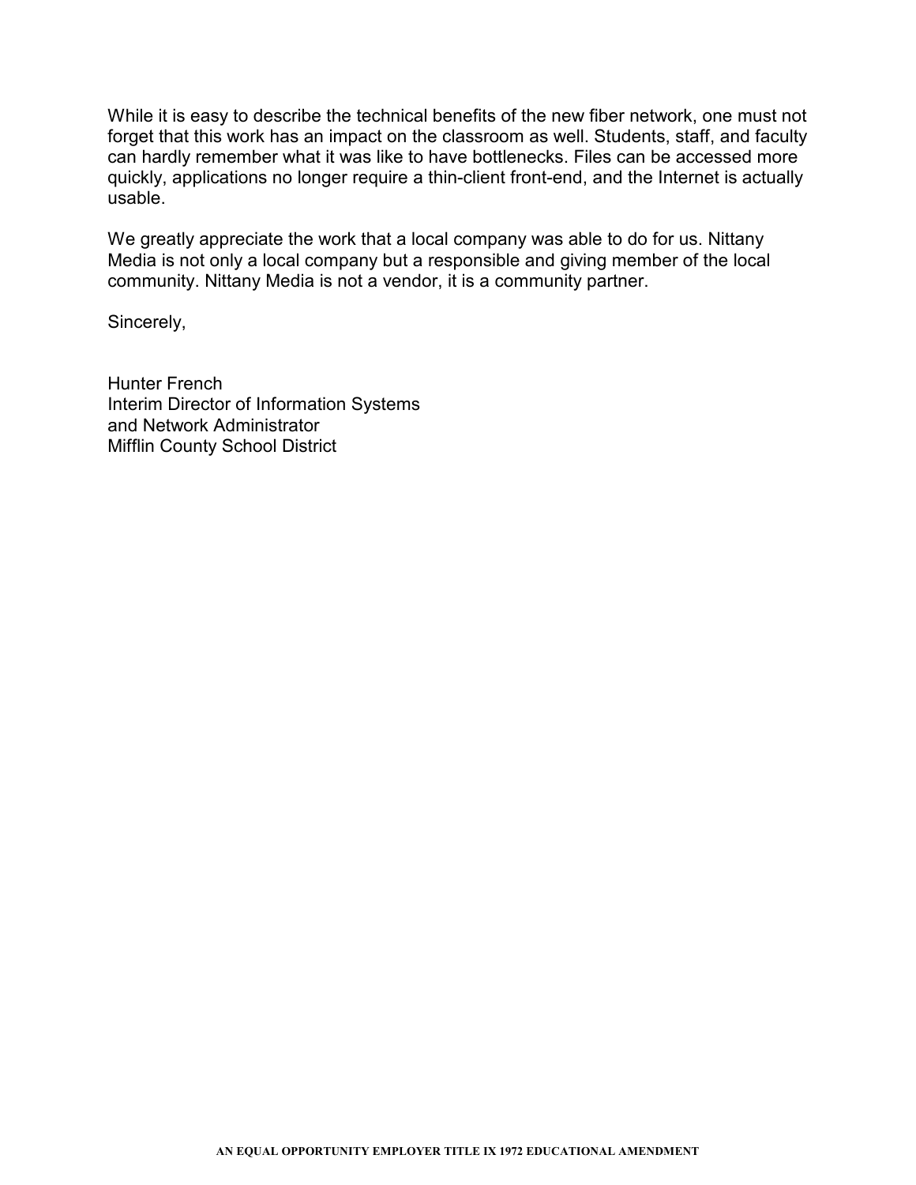While it is easy to describe the technical benefits of the new fiber network, one must not forget that this work has an impact on the classroom as well. Students, staff, and faculty can hardly remember what it was like to have bottlenecks. Files can be accessed more quickly, applications no longer require a thin-client front-end, and the Internet is actually usable.

We greatly appreciate the work that a local company was able to do for us. Nittany Media is not only a local company but a responsible and giving member of the local community. Nittany Media is not a vendor, it is a community partner.

Sincerely,

Hunter French
Interim Director of Information Systems
and Network Administrator
Mifflin County School District

**AN EQUAL OPPORTUNITY EMPLOYER TITLE IX 1972 EDUCATIONAL AMENDMENT**